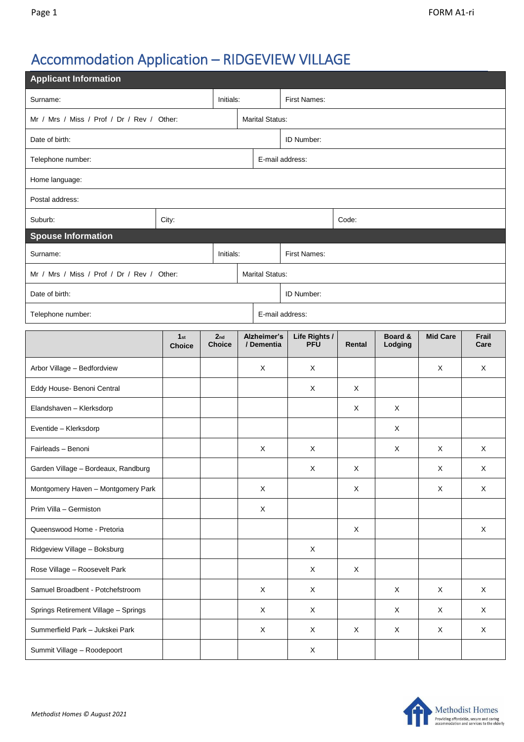# Accommodation Application – RIDGEVIEW VILLAGE

## Applicant Information

| | | |
|---|---|---|
| Surname: | Initials: | First Names: |
| Mr / Mrs / Miss / Prof / Dr / Rev / Other: | Marital Status: | |
| Date of birth: | | ID Number: |
| Telephone number: | E-mail address: | |
| Home language: | | |
| Postal address: | | |
| Suburb: | City: | Code: |

## Spouse Information

| | | |
|---|---|---|
| Surname: | Initials: | First Names: |
| Mr / Mrs / Miss / Prof / Dr / Rev / Other: | Marital Status: | |
| Date of birth: | | ID Number: |
| Telephone number: | E-mail address: | |

| | 1st Choice | 2nd Choice | Alzheimer's / Dementia | Life Rights / PFU | Rental | Board & Lodging | Mid Care | Frail Care |
|---|---|---|---|---|---|---|---|---|
| Arbor Village – Bedfordview | | | X | X | | | X | X |
| Eddy House- Benoni Central | | | | X | X | | | |
| Elandshaven – Klerksdorp | | | | | X | X | | |
| Eventide – Klerksdorp | | | | | | X | | |
| Fairleads – Benoni | | | X | X | | X | X | X |
| Garden Village – Bordeaux, Randburg | | | | X | X | | X | X |
| Montgomery Haven – Montgomery Park | | | X | | X | | X | X |
| Prim Villa – Germiston | | | X | | | | | |
| Queenswood Home - Pretoria | | | | | X | | | X |
| Ridgeview Village – Boksburg | | | | X | | | | |
| Rose Village – Roosevelt Park | | | | X | X | | | |
| Samuel Broadbent - Potchefstroom | | | X | X | | X | X | X |
| Springs Retirement Village – Springs | | | X | X | | X | X | X |
| Summerfield Park – Jukskei Park | | | X | X | X | X | X | X |
| Summit Village – Roodepoort | | | | X | | | | |

*Methodist Homes © August 2021*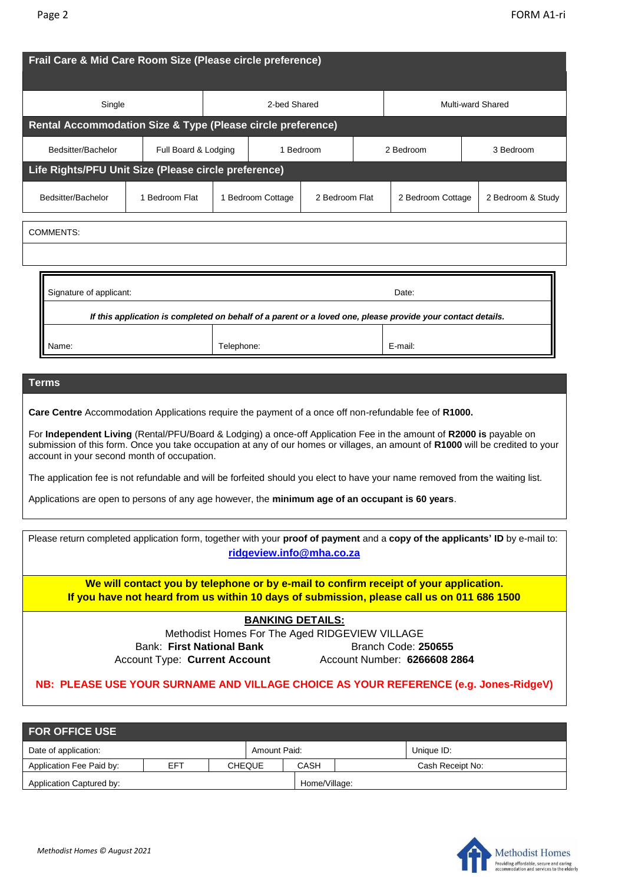## Frail Care & Mid Care Room Size (Please circle preference)

| Single | 2-bed Shared | Multi-ward Shared |
|---|---|---|

## Rental Accommodation Size & Type (Please circle preference)

| Bedsitter/Bachelor | Full Board & Lodging | 1 Bedroom | 2 Bedroom | 3 Bedroom |
|---|---|---|---|---|

## Life Rights/PFU Unit Size (Please circle preference)

| Bedsitter/Bachelor | 1 Bedroom Flat | 1 Bedroom Cottage | 2 Bedroom Flat | 2 Bedroom Cottage | 2 Bedroom & Study |
|---|---|---|---|---|---|

COMMENTS:

| Signature of applicant: | | Date: |
|---|---|---|
| ***If this application is completed on behalf of a parent or a loved one, please provide your contact details.*** | | |
| Name: | Telephone: | E-mail: |

## Terms

**Care Centre** Accommodation Applications require the payment of a once off non-refundable fee of **R1000.**

For **Independent Living** (Rental/PFU/Board & Lodging) a once-off Application Fee in the amount of **R2000 is** payable on submission of this form. Once you take occupation at any of our homes or villages, an amount of **R1000** will be credited to your account in your second month of occupation.

The application fee is not refundable and will be forfeited should you elect to have your name removed from the waiting list.

Applications are open to persons of any age however, the **minimum age of an occupant is 60 years**.

Please return completed application form, together with your **proof of payment** and a **copy of the applicants' ID** by e-mail to: **ridgeview.info@mha.co.za**

**We will contact you by telephone or by e-mail to confirm receipt of your application.**
**If you have not heard from us within 10 days of submission, please call us on 011 686 1500**

**BANKING DETAILS:**

Methodist Homes For The Aged RIDGEVIEW VILLAGE

Bank: **First National Bank** Branch Code: **250655**

Account Type: **Current Account** Account Number: **6266608 2864**

**NB: PLEASE USE YOUR SURNAME AND VILLAGE CHOICE AS YOUR REFERENCE (e.g. Jones-RidgeV)**

## FOR OFFICE USE

| Date of application: | | | Amount Paid: | | Unique ID: |
|---|---|---|---|---|---|
| Application Fee Paid by: | EFT | CHEQUE | CASH | | Cash Receipt No: |
| Application Captured by: | | | Home/Village: | | |

*Methodist Homes © August 2021*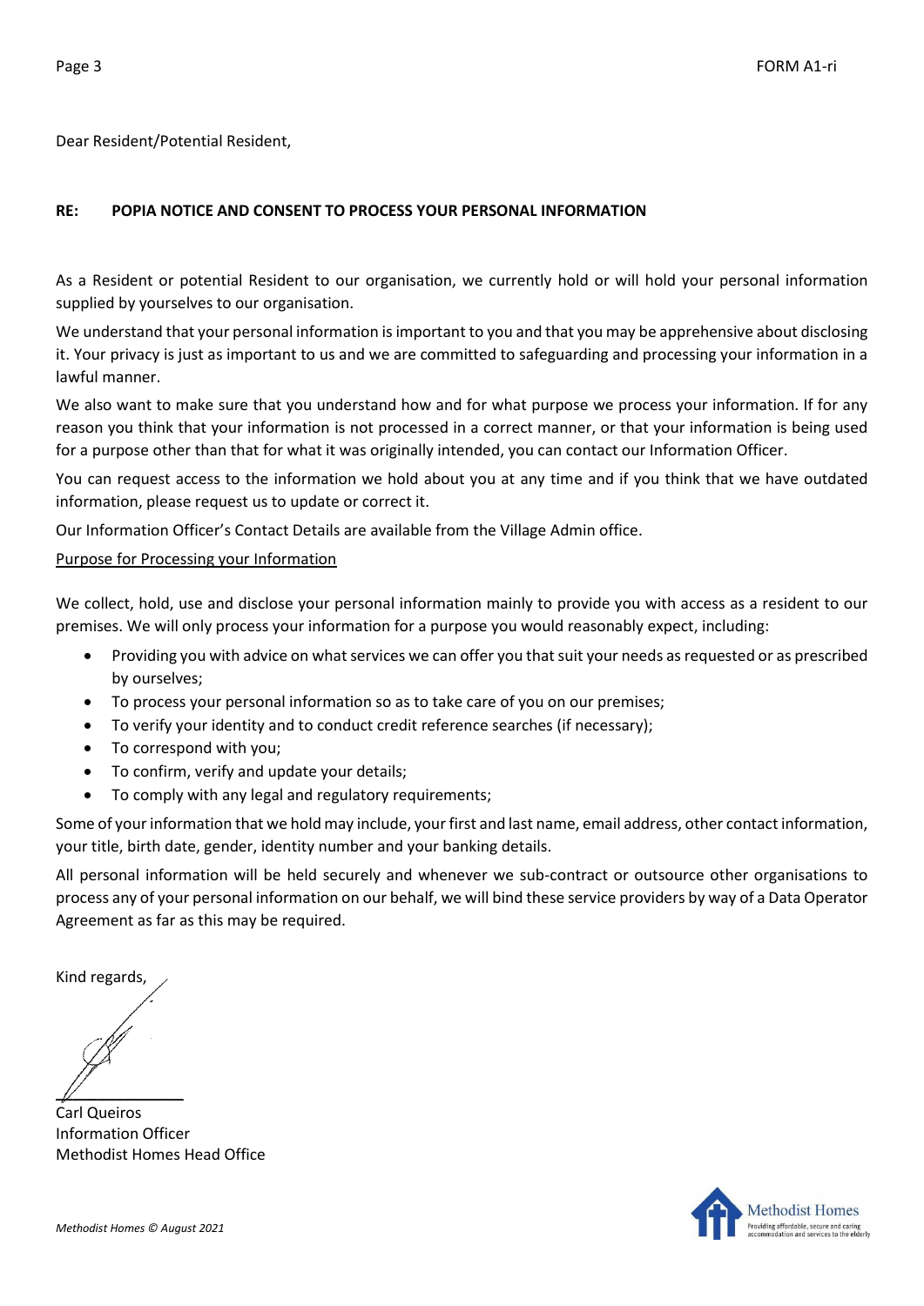Dear Resident/Potential Resident,

**RE: POPIA NOTICE AND CONSENT TO PROCESS YOUR PERSONAL INFORMATION**

As a Resident or potential Resident to our organisation, we currently hold or will hold your personal information supplied by yourselves to our organisation.

We understand that your personal information is important to you and that you may be apprehensive about disclosing it. Your privacy is just as important to us and we are committed to safeguarding and processing your information in a lawful manner.

We also want to make sure that you understand how and for what purpose we process your information. If for any reason you think that your information is not processed in a correct manner, or that your information is being used for a purpose other than that for what it was originally intended, you can contact our Information Officer.

You can request access to the information we hold about you at any time and if you think that we have outdated information, please request us to update or correct it.

Our Information Officer's Contact Details are available from the Village Admin office.

<u>Purpose for Processing your Information</u>

We collect, hold, use and disclose your personal information mainly to provide you with access as a resident to our premises. We will only process your information for a purpose you would reasonably expect, including:

- Providing you with advice on what services we can offer you that suit your needs as requested or as prescribed by ourselves;
- To process your personal information so as to take care of you on our premises;
- To verify your identity and to conduct credit reference searches (if necessary);
- To correspond with you;
- To confirm, verify and update your details;
- To comply with any legal and regulatory requirements;

Some of your information that we hold may include, your first and last name, email address, other contact information, your title, birth date, gender, identity number and your banking details.

All personal information will be held securely and whenever we sub-contract or outsource other organisations to process any of your personal information on our behalf, we will bind these service providers by way of a Data Operator Agreement as far as this may be required.

Kind regards,

Carl Queiros
Information Officer
Methodist Homes Head Office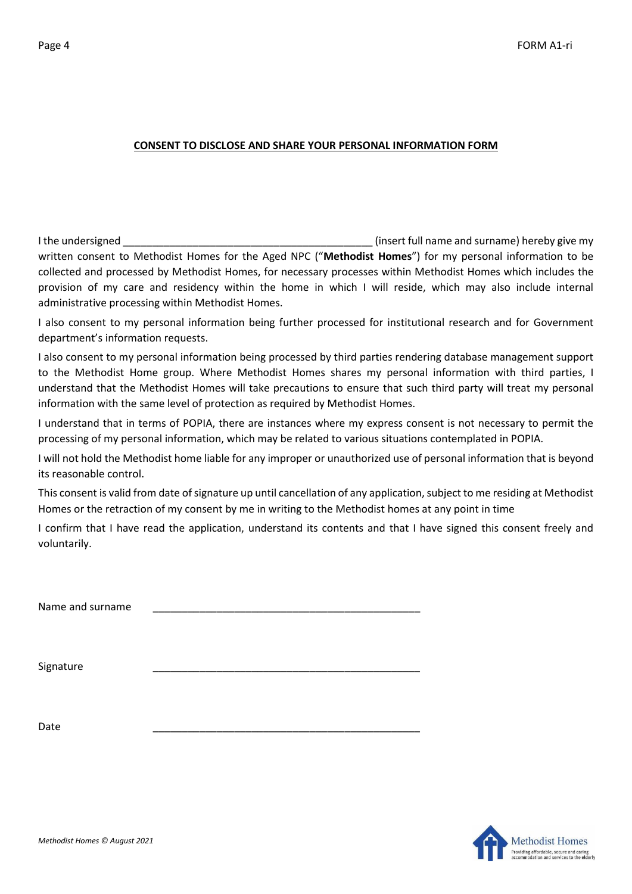**CONSENT TO DISCLOSE AND SHARE YOUR PERSONAL INFORMATION FORM**

I the undersigned ___________________________________________ (insert full name and surname) hereby give my written consent to Methodist Homes for the Aged NPC ("**Methodist Homes**") for my personal information to be collected and processed by Methodist Homes, for necessary processes within Methodist Homes which includes the provision of my care and residency within the home in which I will reside, which may also include internal administrative processing within Methodist Homes.

I also consent to my personal information being further processed for institutional research and for Government department's information requests.

I also consent to my personal information being processed by third parties rendering database management support to the Methodist Home group. Where Methodist Homes shares my personal information with third parties, I understand that the Methodist Homes will take precautions to ensure that such third party will treat my personal information with the same level of protection as required by Methodist Homes.

I understand that in terms of POPIA, there are instances where my express consent is not necessary to permit the processing of my personal information, which may be related to various situations contemplated in POPIA.

I will not hold the Methodist home liable for any improper or unauthorized use of personal information that is beyond its reasonable control.

This consent is valid from date of signature up until cancellation of any application, subject to me residing at Methodist Homes or the retraction of my consent by me in writing to the Methodist homes at any point in time

I confirm that I have read the application, understand its contents and that I have signed this consent freely and voluntarily.

Name and surname ______________________________________________

Signature ______________________________________________

Date ______________________________________________

*Methodist Homes © August 2021*